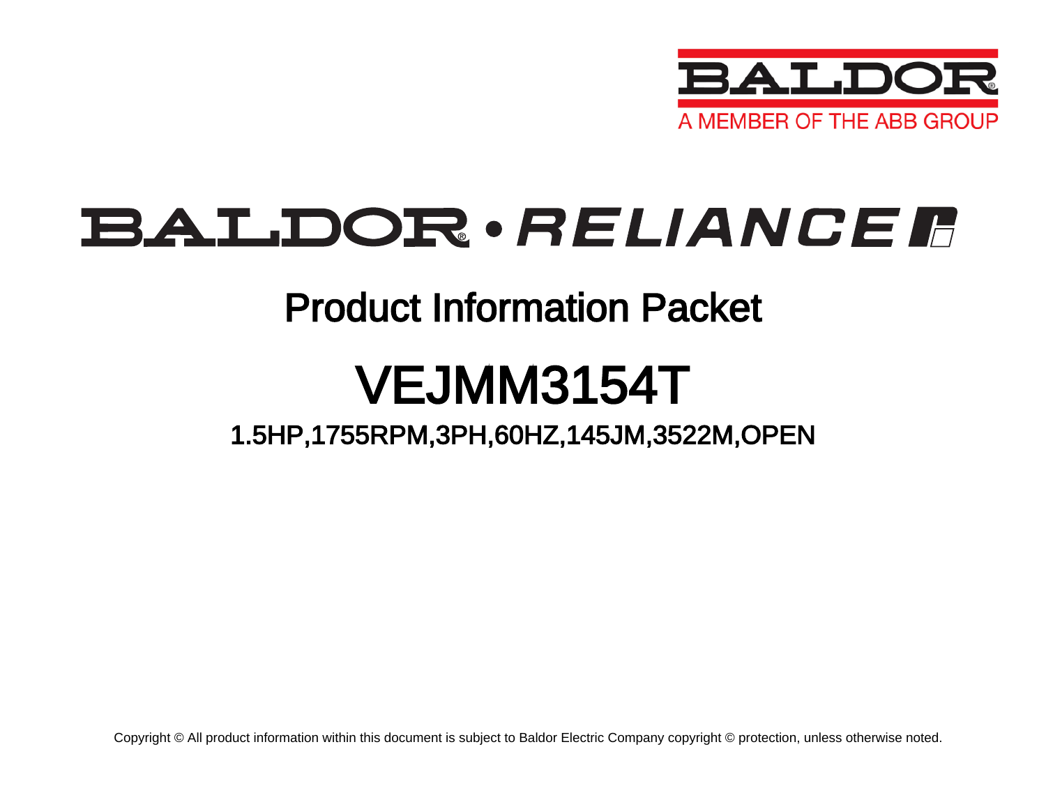BALDOR

A MEMBER OF THE ABB GROUP

BALDOR • RELIANCE

# Product Information Packet

# VEJMM3154T

## 1.5HP,1755RPM,3PH,60HZ,145JM,3522M,OPEN

Copyright © All product information within this document is subject to Baldor Electric Company copyright © protection, unless otherwise noted.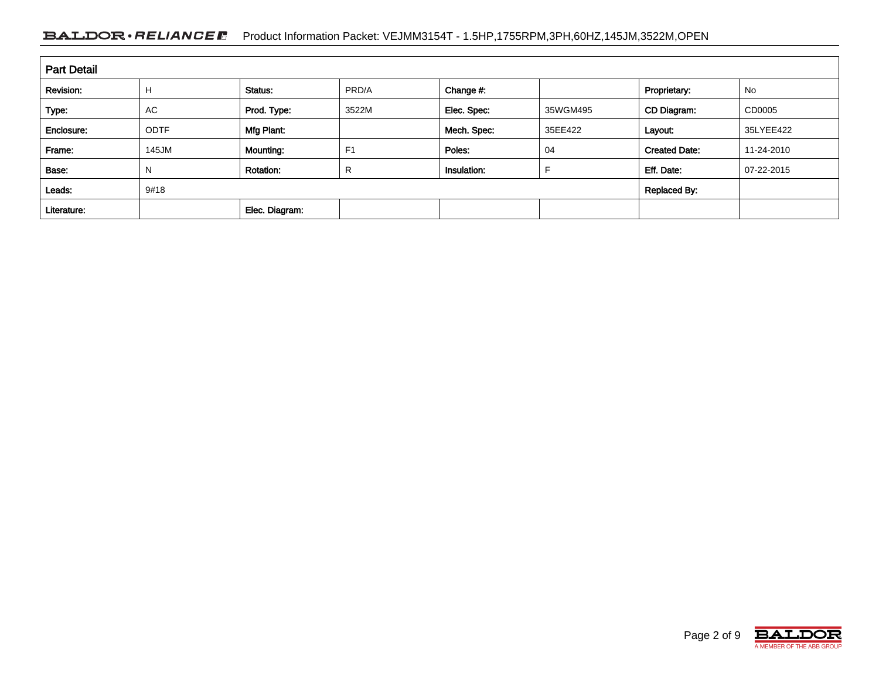## Part Detail

| Revision: | H | Status: | PRD/A | Change #: | | Proprietary: | No |
|---|---|---|---|---|---|---|---|
| Type: | AC | Prod. Type: | 3522M | Elec. Spec: | 35WGM495 | CD Diagram: | CD0005 |
| Enclosure: | ODTF | Mfg Plant: | | Mech. Spec: | 35EE422 | Layout: | 35LYEE422 |
| Frame: | 145JM | Mounting: | F1 | Poles: | 04 | Created Date: | 11-24-2010 |
| Base: | N | Rotation: | R | Insulation: | F | Eff. Date: | 07-22-2015 |
| Leads: | 9#18 | | | | | Replaced By: | |
| Literature: | | Elec. Diagram: | | | | | |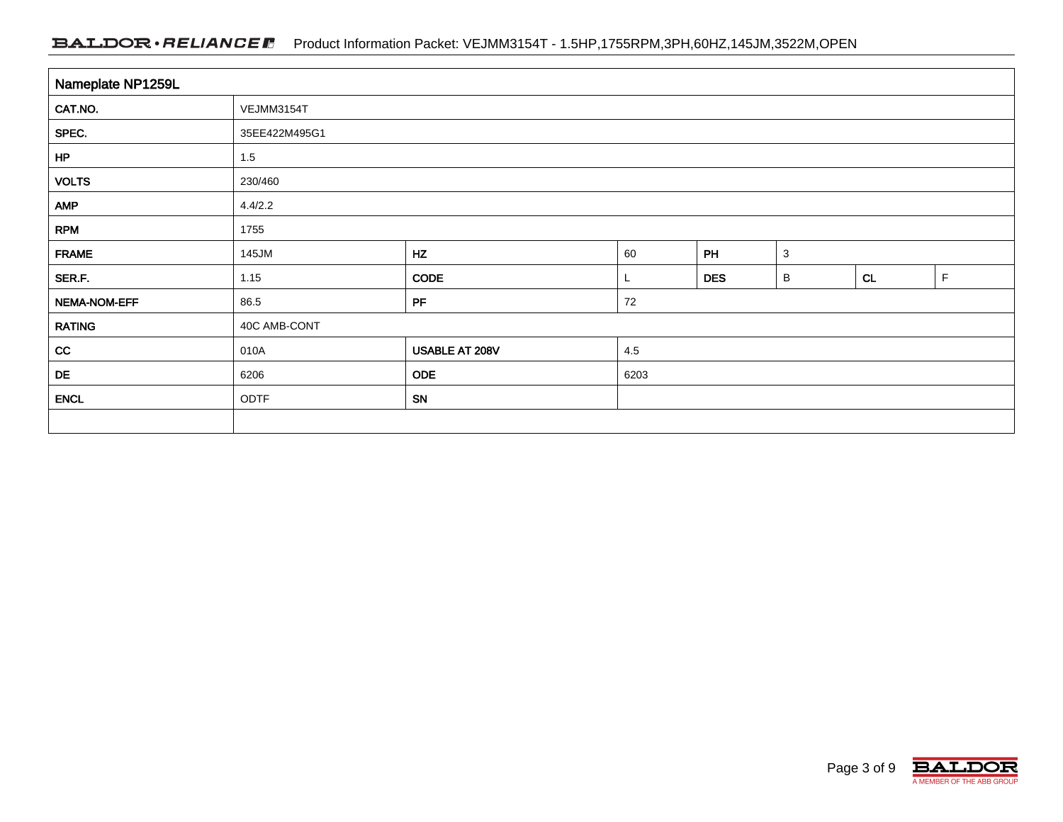## Nameplate NP1259L

| | | | | | | | |
|---|---|---|---|---|---|---|---|
| CAT.NO. | VEJMM3154T | | | | | | |
| SPEC. | 35EE422M495G1 | | | | | | |
| HP | 1.5 | | | | | | |
| VOLTS | 230/460 | | | | | | |
| AMP | 4.4/2.2 | | | | | | |
| RPM | 1755 | | | | | | |
| FRAME | 145JM | HZ | 60 | PH | 3 | | |
| SER.F. | 1.15 | CODE | L | DES | B | CL | F |
| NEMA-NOM-EFF | 86.5 | PF | 72 | | | | |
| RATING | 40C AMB-CONT | | | | | | |
| CC | 010A | USABLE AT 208V | 4.5 | | | | |
| DE | 6206 | ODE | 6203 | | | | |
| ENCL | ODTF | SN | | | | | |
| | | | | | | | |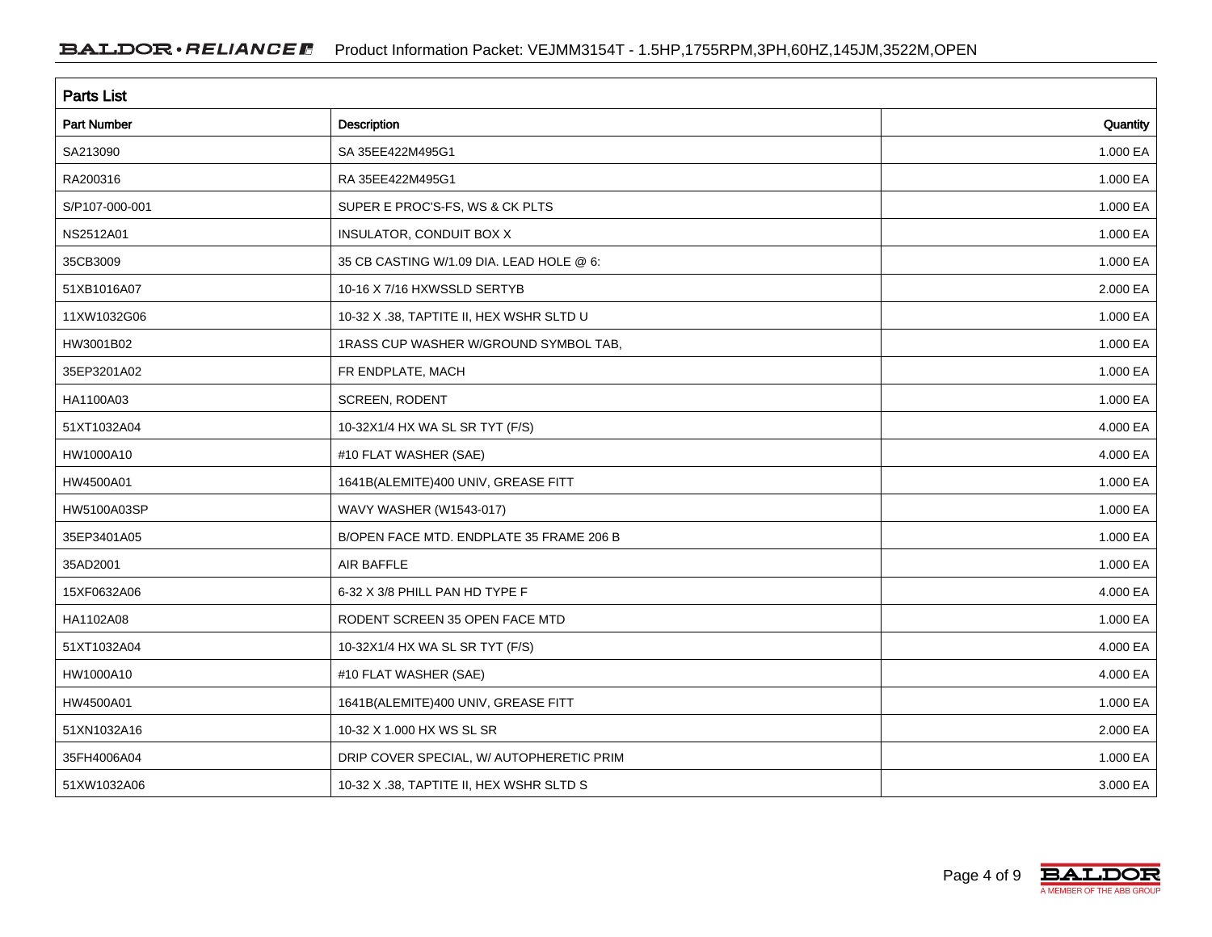## Parts List

| Part Number | Description | Quantity |
|---|---|---|
| SA213090 | SA 35EE422M495G1 | 1.000 EA |
| RA200316 | RA 35EE422M495G1 | 1.000 EA |
| S/P107-000-001 | SUPER E PROC'S-FS, WS & CK PLTS | 1.000 EA |
| NS2512A01 | INSULATOR, CONDUIT BOX X | 1.000 EA |
| 35CB3009 | 35 CB CASTING W/1.09 DIA. LEAD HOLE @ 6: | 1.000 EA |
| 51XB1016A07 | 10-16 X 7/16 HXWSSLD SERTYB | 2.000 EA |
| 11XW1032G06 | 10-32 X .38, TAPTITE II, HEX WSHR SLTD U | 1.000 EA |
| HW3001B02 | 1RASS CUP WASHER W/GROUND SYMBOL TAB, | 1.000 EA |
| 35EP3201A02 | FR ENDPLATE, MACH | 1.000 EA |
| HA1100A03 | SCREEN, RODENT | 1.000 EA |
| 51XT1032A04 | 10-32X1/4 HX WA SL SR TYT (F/S) | 4.000 EA |
| HW1000A10 | #10 FLAT WASHER (SAE) | 4.000 EA |
| HW4500A01 | 1641B(ALEMITE)400 UNIV, GREASE FITT | 1.000 EA |
| HW5100A03SP | WAVY WASHER (W1543-017) | 1.000 EA |
| 35EP3401A05 | B/OPEN FACE MTD. ENDPLATE 35 FRAME 206 B | 1.000 EA |
| 35AD2001 | AIR BAFFLE | 1.000 EA |
| 15XF0632A06 | 6-32 X 3/8 PHILL PAN HD TYPE F | 4.000 EA |
| HA1102A08 | RODENT SCREEN 35 OPEN FACE MTD | 1.000 EA |
| 51XT1032A04 | 10-32X1/4 HX WA SL SR TYT (F/S) | 4.000 EA |
| HW1000A10 | #10 FLAT WASHER (SAE) | 4.000 EA |
| HW4500A01 | 1641B(ALEMITE)400 UNIV, GREASE FITT | 1.000 EA |
| 51XN1032A16 | 10-32 X 1.000 HX WS SL SR | 2.000 EA |
| 35FH4006A04 | DRIP COVER SPECIAL, W/ AUTOPHERETIC PRIM | 1.000 EA |
| 51XW1032A06 | 10-32 X .38, TAPTITE II, HEX WSHR SLTD S | 3.000 EA |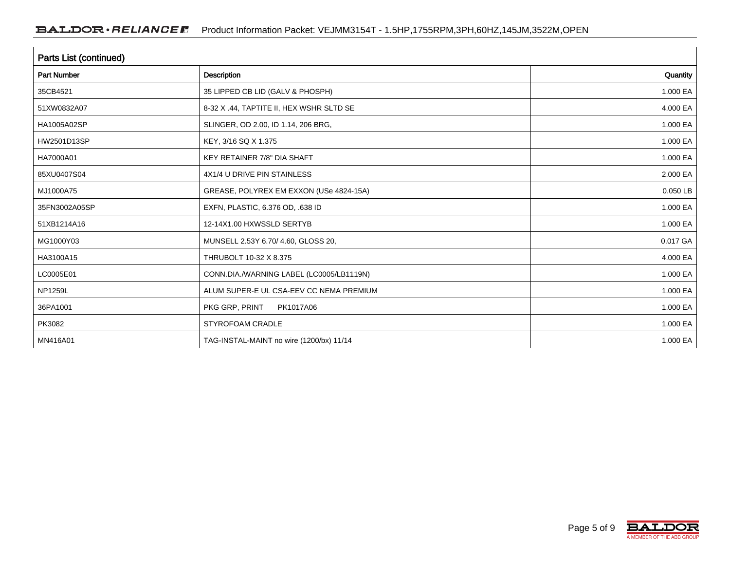## Parts List (continued)

| Part Number | Description | Quantity |
|---|---|---|
| 35CB4521 | 35 LIPPED CB LID (GALV & PHOSPH) | 1.000 EA |
| 51XW0832A07 | 8-32 X .44, TAPTITE II, HEX WSHR SLTD SE | 4.000 EA |
| HA1005A02SP | SLINGER, OD 2.00, ID 1.14, 206 BRG, | 1.000 EA |
| HW2501D13SP | KEY, 3/16 SQ X 1.375 | 1.000 EA |
| HA7000A01 | KEY RETAINER 7/8" DIA SHAFT | 1.000 EA |
| 85XU0407S04 | 4X1/4 U DRIVE PIN STAINLESS | 2.000 EA |
| MJ1000A75 | GREASE, POLYREX EM EXXON (USe 4824-15A) | 0.050 LB |
| 35FN3002A05SP | EXFN, PLASTIC, 6.376 OD, .638 ID | 1.000 EA |
| 51XB1214A16 | 12-14X1.00 HXWSSLD SERTYB | 1.000 EA |
| MG1000Y03 | MUNSELL 2.53Y 6.70/ 4.60, GLOSS 20, | 0.017 GA |
| HA3100A15 | THRUBOLT 10-32 X 8.375 | 4.000 EA |
| LC0005E01 | CONN.DIA./WARNING LABEL (LC0005/LB1119N) | 1.000 EA |
| NP1259L | ALUM SUPER-E UL CSA-EEV CC NEMA PREMIUM | 1.000 EA |
| 36PA1001 | PKG GRP, PRINT PK1017A06 | 1.000 EA |
| PK3082 | STYROFOAM CRADLE | 1.000 EA |
| MN416A01 | TAG-INSTAL-MAINT no wire (1200/bx) 11/14 | 1.000 EA |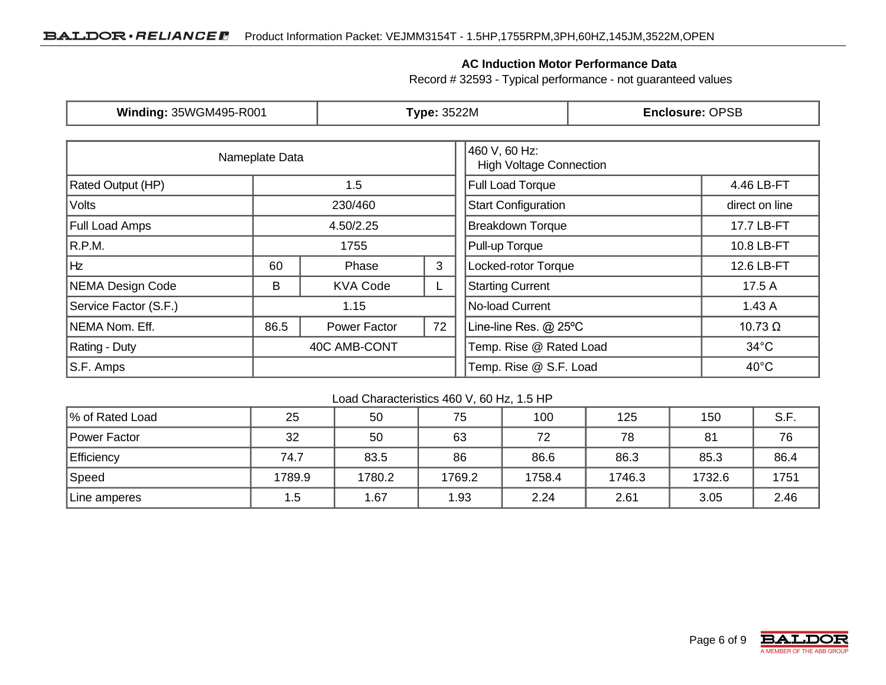## AC Induction Motor Performance Data

Record # 32593 - Typical performance - not guaranteed values

| **Winding:** 35WGM495-R001 | **Type:** 3522M | **Enclosure:** OPSB |
|---|---|---|

| Nameplate Data | | | |
|---|---|---|---|
| Rated Output (HP) | 1.5 | | |
| Volts | 230/460 | | |
| Full Load Amps | 4.50/2.25 | | |
| R.P.M. | 1755 | | |
| Hz | 60 | Phase | 3 |
| NEMA Design Code | B | KVA Code | L |
| Service Factor (S.F.) | 1.15 | | |
| NEMA Nom. Eff. | 86.5 | Power Factor | 72 |
| Rating - Duty | 40C AMB-CONT | | |
| S.F. Amps | | | |

| 460 V, 60 Hz: High Voltage Connection | |
|---|---|
| Full Load Torque | 4.46 LB-FT |
| Start Configuration | direct on line |
| Breakdown Torque | 17.7 LB-FT |
| Pull-up Torque | 10.8 LB-FT |
| Locked-rotor Torque | 12.6 LB-FT |
| Starting Current | 17.5 A |
| No-load Current | 1.43 A |
| Line-line Res. @ 25ºC | 10.73 Ω |
| Temp. Rise @ Rated Load | 34°C |
| Temp. Rise @ S.F. Load | 40°C |

Load Characteristics 460 V, 60 Hz, 1.5 HP

| % of Rated Load | 25 | 50 | 75 | 100 | 125 | 150 | S.F. |
|---|---|---|---|---|---|---|---|
| Power Factor | 32 | 50 | 63 | 72 | 78 | 81 | 76 |
| Efficiency | 74.7 | 83.5 | 86 | 86.6 | 86.3 | 85.3 | 86.4 |
| Speed | 1789.9 | 1780.2 | 1769.2 | 1758.4 | 1746.3 | 1732.6 | 1751 |
| Line amperes | 1.5 | 1.67 | 1.93 | 2.24 | 2.61 | 3.05 | 2.46 |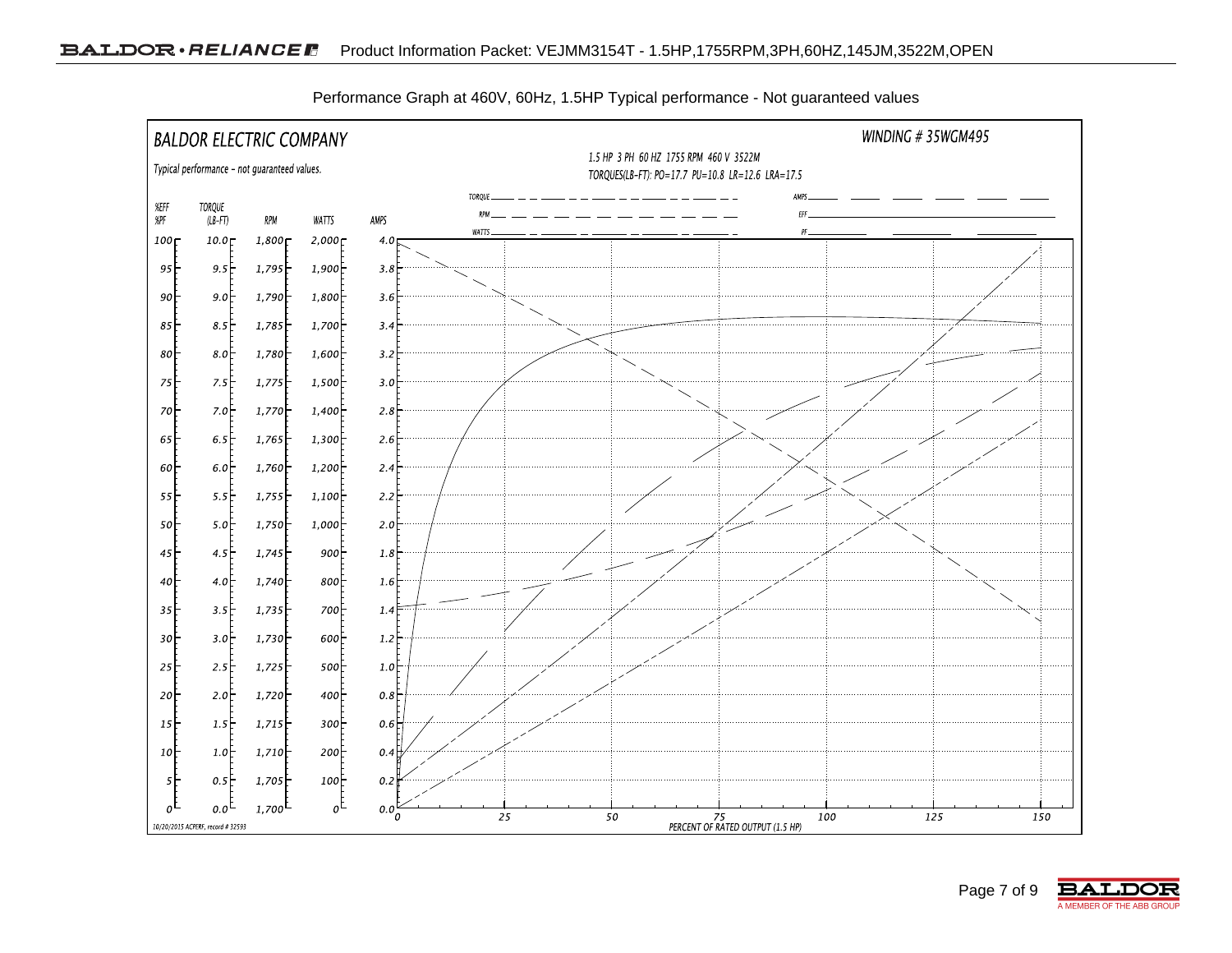Performance Graph at 460V, 60Hz, 1.5HP Typical performance - Not guaranteed values

BALDOR ELECTRIC COMPANY

Typical performance - not guaranteed values.

WINDING # 35WGM495

1.5 HP 3 PH 60 HZ 1755 RPM 460 V 3522M

TORQUES(LB-FT): PO=17.7 PU=10.8 LR=12.6 LRA=17.5

Legend: TORQUE, RPM, WATTS, AMPS, EFF, PF

| %EFF %PF | TORQUE (LB-FT) | RPM | WATTS | AMPS |
|---|---|---|---|---|
| 100 | 10.0 | 1,800 | 2,000 | 4.0 |
| 95 | 9.5 | 1,795 | 1,900 | 3.8 |
| 90 | 9.0 | 1,790 | 1,800 | 3.6 |
| 85 | 8.5 | 1,785 | 1,700 | 3.4 |
| 80 | 8.0 | 1,780 | 1,600 | 3.2 |
| 75 | 7.5 | 1,775 | 1,500 | 3.0 |
| 70 | 7.0 | 1,770 | 1,400 | 2.8 |
| 65 | 6.5 | 1,765 | 1,300 | 2.6 |
| 60 | 6.0 | 1,760 | 1,200 | 2.4 |
| 55 | 5.5 | 1,755 | 1,100 | 2.2 |
| 50 | 5.0 | 1,750 | 1,000 | 2.0 |
| 45 | 4.5 | 1,745 | 900 | 1.8 |
| 40 | 4.0 | 1,740 | 800 | 1.6 |
| 35 | 3.5 | 1,735 | 700 | 1.4 |
| 30 | 3.0 | 1,730 | 600 | 1.2 |
| 25 | 2.5 | 1,725 | 500 | 1.0 |
| 20 | 2.0 | 1,720 | 400 | 0.8 |
| 15 | 1.5 | 1,715 | 300 | 0.6 |
| 10 | 1.0 | 1,710 | 200 | 0.4 |
| 5 | 0.5 | 1,705 | 100 | 0.2 |
| 0 | 0.0 | 1,700 | 0 | 0.0 |

0 25 50 75 100 125 150

PERCENT OF RATED OUTPUT (1.5 HP)

10/20/2015 ACPERF, record # 32593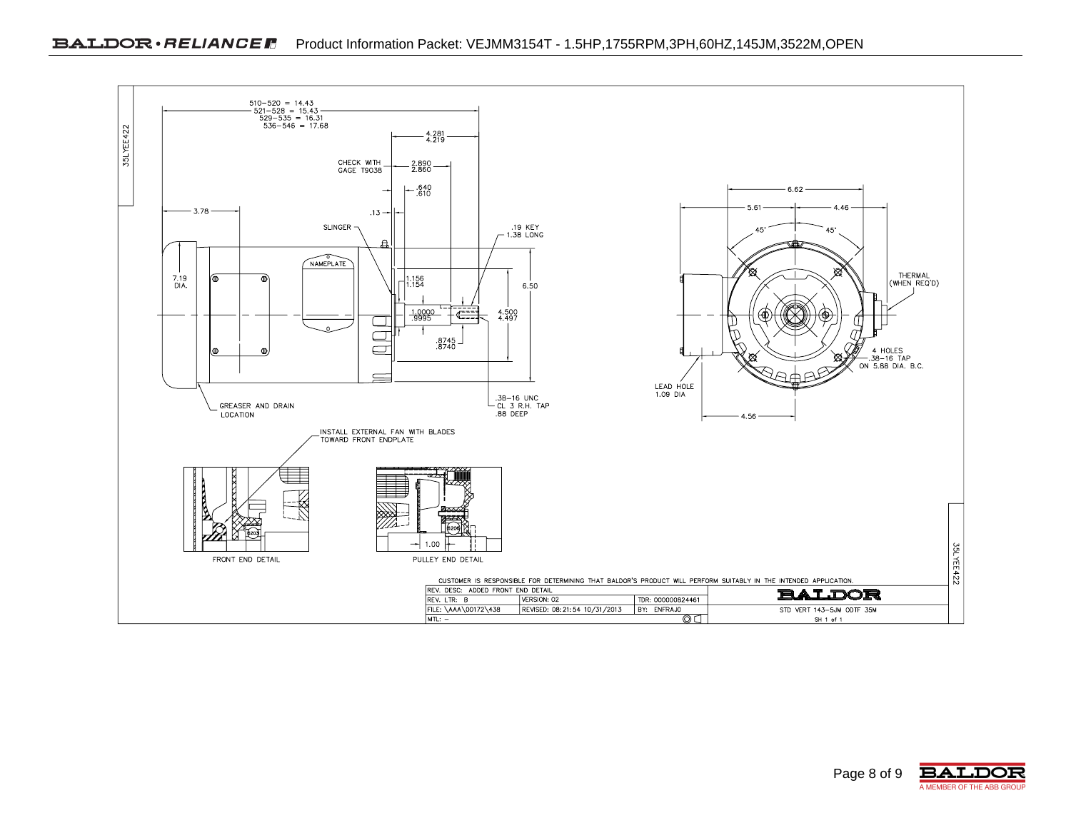# Product Information Packet: VEJMM3154T - 1.5HP,1755RPM,3PH,60HZ,145JM,3522M,OPEN

35LYEE422

510−520 = 14.43
521−528 = 15.43
529−535 = 16.31
536−546 = 17.68

4.281
4.219

CHECK WITH GAGE T9038

2.890
2.860

.640
.610

3.78

.13

SLINGER

.19 KEY
1.38 LONG

NAMEPLATE

7.19 DIA.

1.156
1.154

6.50

1.0000
.9995

4.500
4.497

.8745
.8740

GREASER AND DRAIN LOCATION

.38−16 UNC
CL 3 R.H. TAP
.88 DEEP

6.62

5.61

4.46

45°

45°

THERMAL (WHEN REQ'D)

4 HOLES
.38−16 TAP
ON 5.88 DIA. B.C.

LEAD HOLE
1.09 DIA

4.56

INSTALL EXTERNAL FAN WITH BLADES TOWARD FRONT ENDPLATE

6203

FRONT END DETAIL

6206

1.00

PULLEY END DETAIL

CUSTOMER IS RESPONSIBLE FOR DETERMINING THAT BALDOR'S PRODUCT WILL PERFORM SUITABLY IN THE INTENDED APPLICATION.

| REV. DESC: ADDED FRONT END DETAIL | | | BALDOR |
|---|---|---|---|
| REV. LTR: B | VERSION: 02 | TDR: 000000824461 | |
| FILE: \AAA\00172\438 | REVISED: 08:21:54 10/31/2013 | BY: ENFRAJ0 | STD VERT 143-5JM ODTF 35M |
| MTL: – | | | SH 1 of 1 |

35LYEE422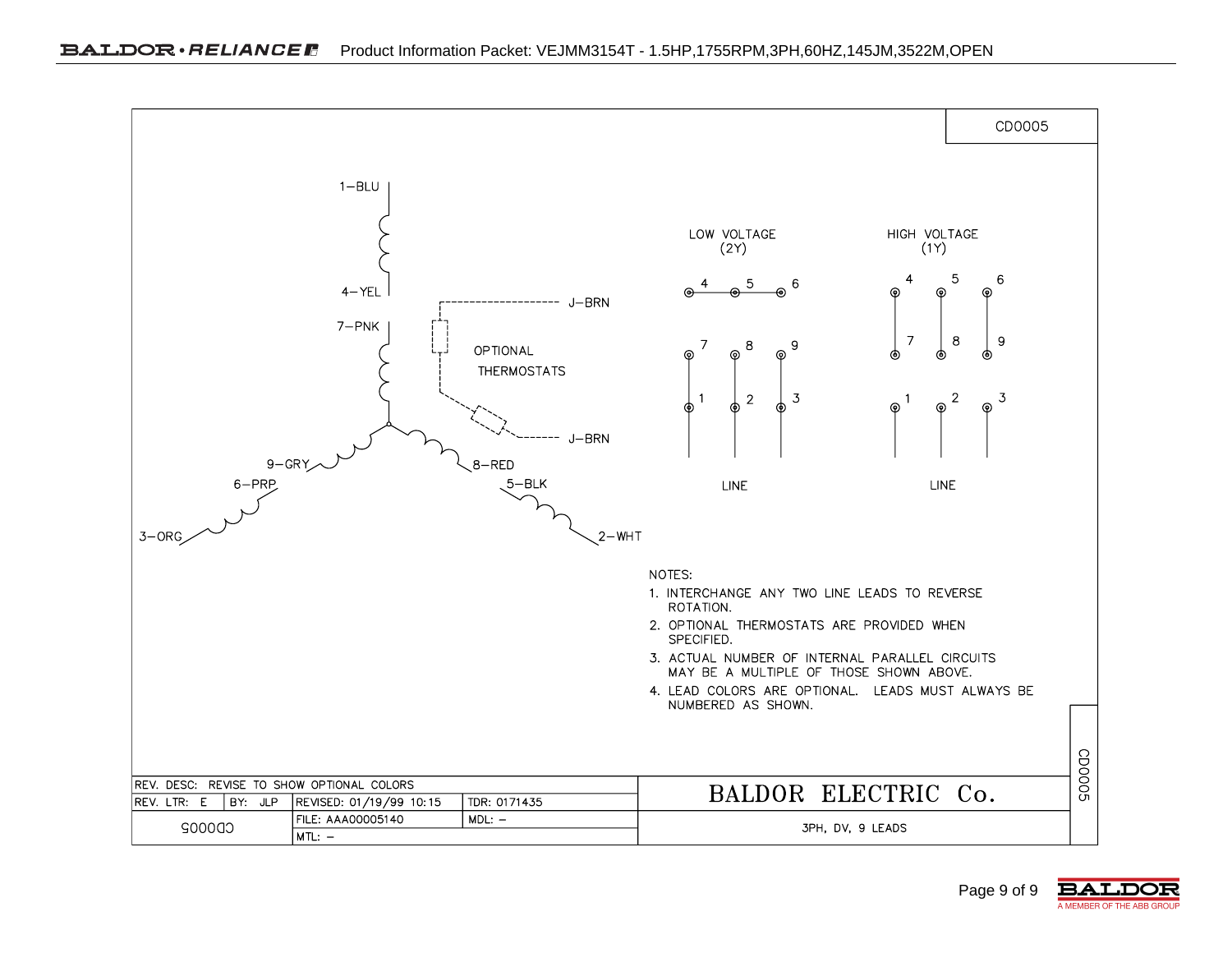CD0005

1-BLU

4-YEL

7-PNK

9-GRY

6-PRP

3-ORG

8-RED

5-BLK

2-WHT

J-BRN

OPTIONAL THERMOSTATS

J-BRN

LOW VOLTAGE (2Y)

4 5 6

7 8 9

1 2 3

LINE

HIGH VOLTAGE (1Y)

4 5 6

7 8 9

1 2 3

LINE

NOTES:

1. INTERCHANGE ANY TWO LINE LEADS TO REVERSE ROTATION.
2. OPTIONAL THERMOSTATS ARE PROVIDED WHEN SPECIFIED.
3. ACTUAL NUMBER OF INTERNAL PARALLEL CIRCUITS MAY BE A MULTIPLE OF THOSE SHOWN ABOVE.
4. LEAD COLORS ARE OPTIONAL. LEADS MUST ALWAYS BE NUMBERED AS SHOWN.

| | | | | |
|---|---|---|---|---|
| REV. DESC: REVISE TO SHOW OPTIONAL COLORS | | | | BALDOR ELECTRIC Co. |
| REV. LTR: E | BY: JLP | REVISED: 01/19/99 10:15 | TDR: 0171435 | |
| CD0005 | | FILE: AAA00005140 | MDL: – | 3PH, DV, 9 LEADS |
| | | MTL: – | | |

CD0005